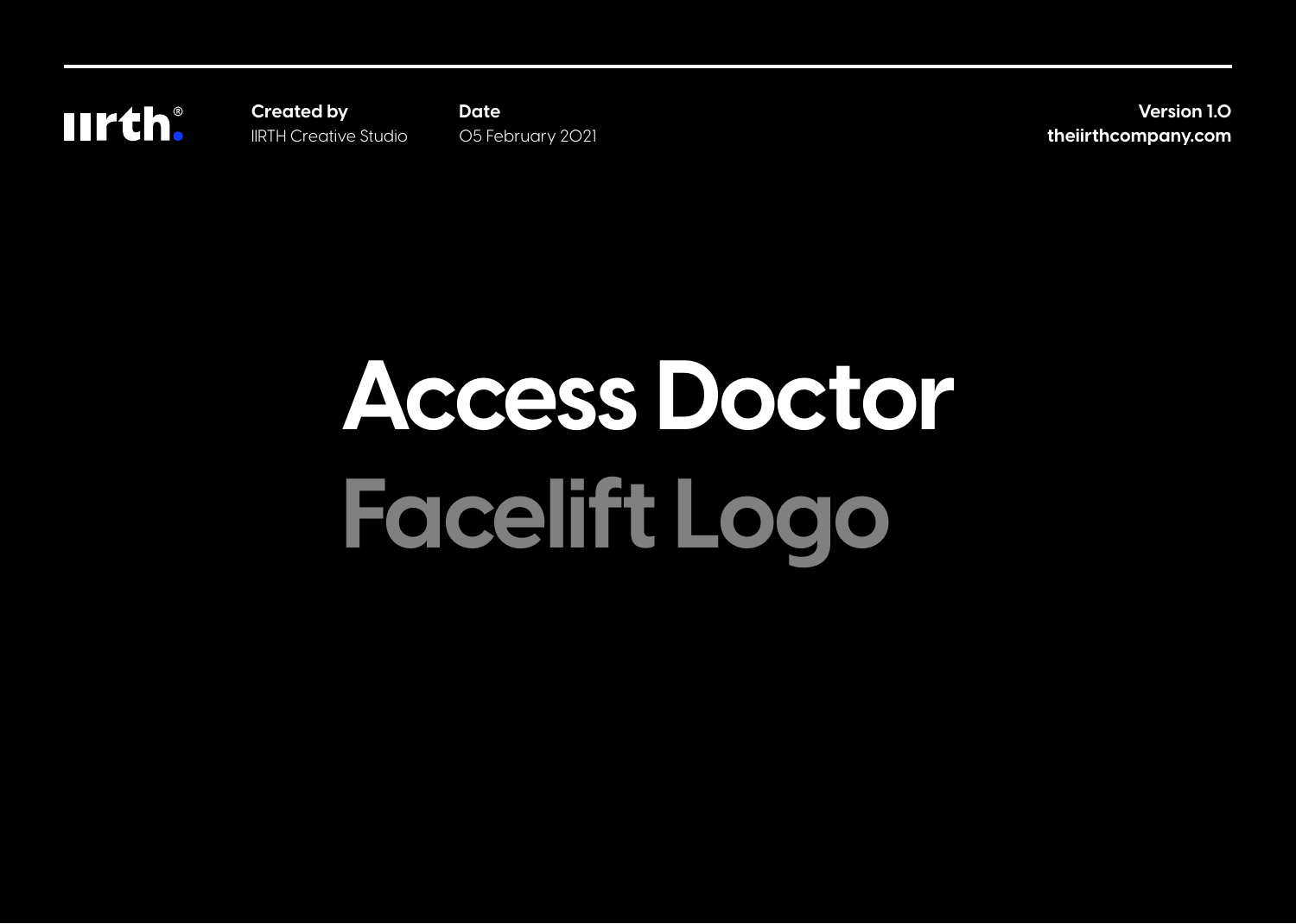iirth.®

**Created by**
IIRTH Creative Studio

**Date**
05 February 2021

**Version 1.0**
**theiirthcompany.com**

# Access Doctor

# Facelift Logo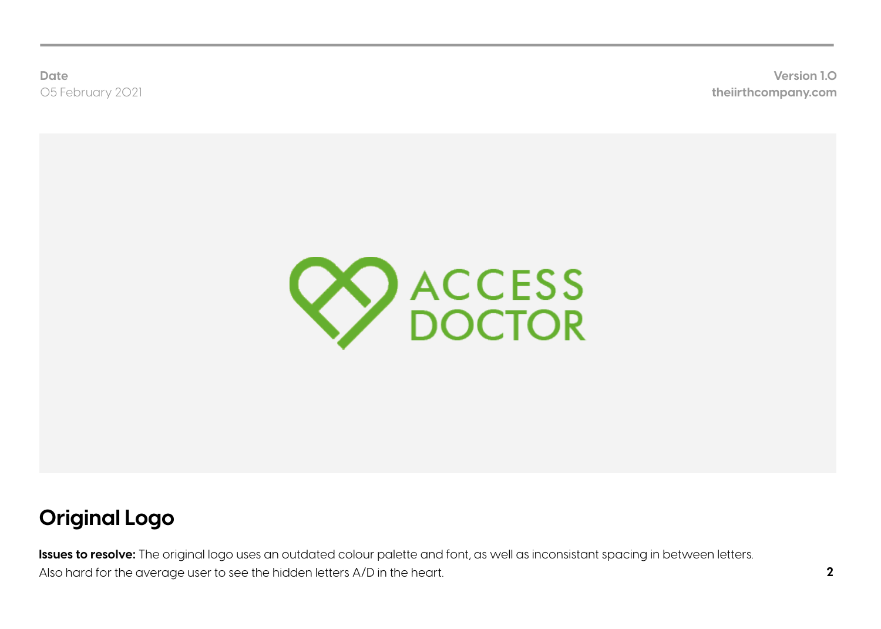**Date**
05 February 2021

**Version 1.0**
**theiirthcompany.com**

ACCESS DOCTOR

## Original Logo

**Issues to resolve:** The original logo uses an outdated colour palette and font, as well as inconsistant spacing in between letters. Also hard for the average user to see the hidden letters A/D in the heart.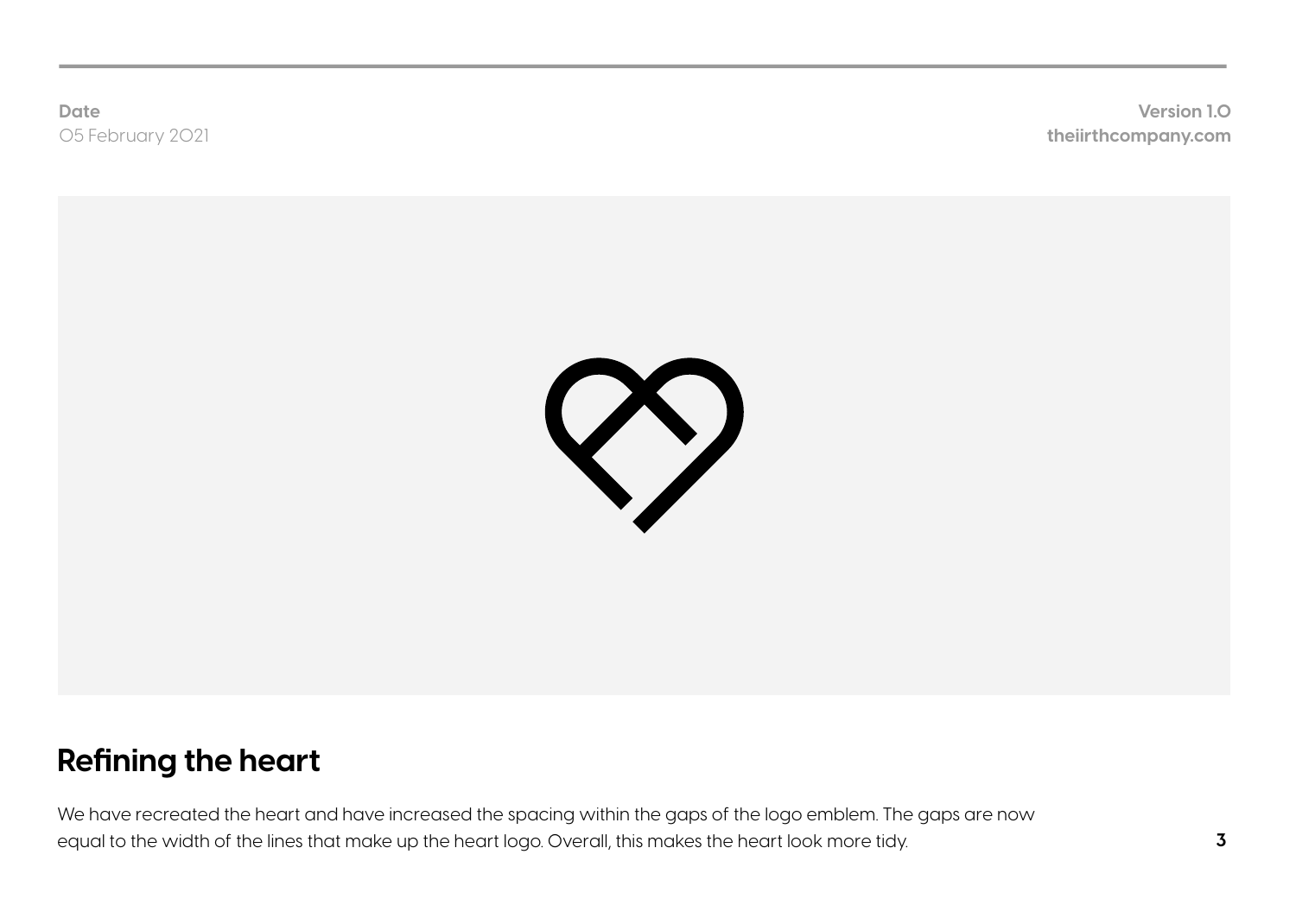**Date**
05 February 2021

**Version 1.0**
**theiirthcompany.com**

## Refining the heart

We have recreated the heart and have increased the spacing within the gaps of the logo emblem. The gaps are now equal to the width of the lines that make up the heart logo. Overall, this makes the heart look more tidy.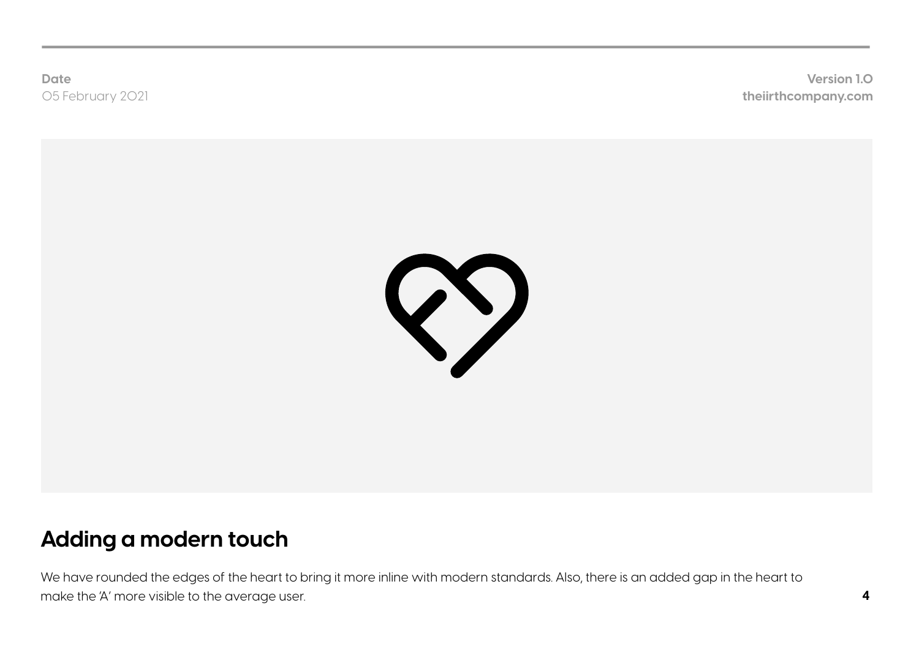## Adding a modern touch

We have rounded the edges of the heart to bring it more inline with modern standards. Also, there is an added gap in the heart to make the 'A' more visible to the average user.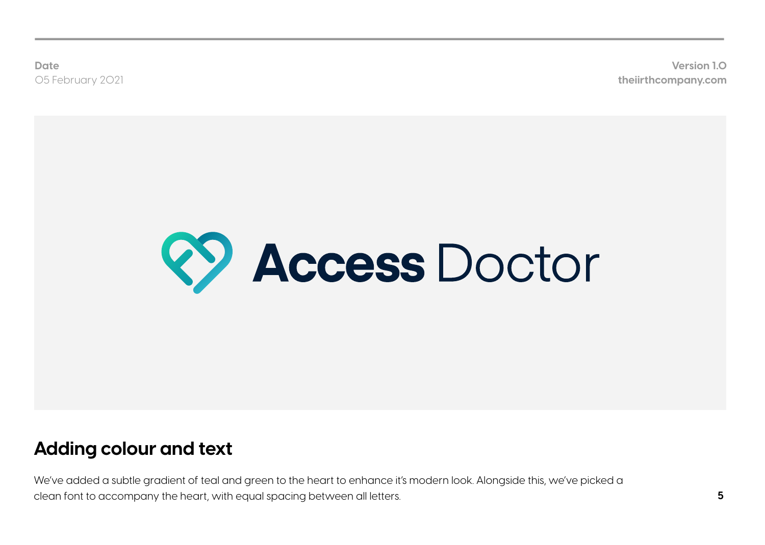**Date**
05 February 2021

**Version 1.0**
**theiirthcompany.com**

Access Doctor

## Adding colour and text

We've added a subtle gradient of teal and green to the heart to enhance it's modern look. Alongside this, we've picked a clean font to accompany the heart, with equal spacing between all letters.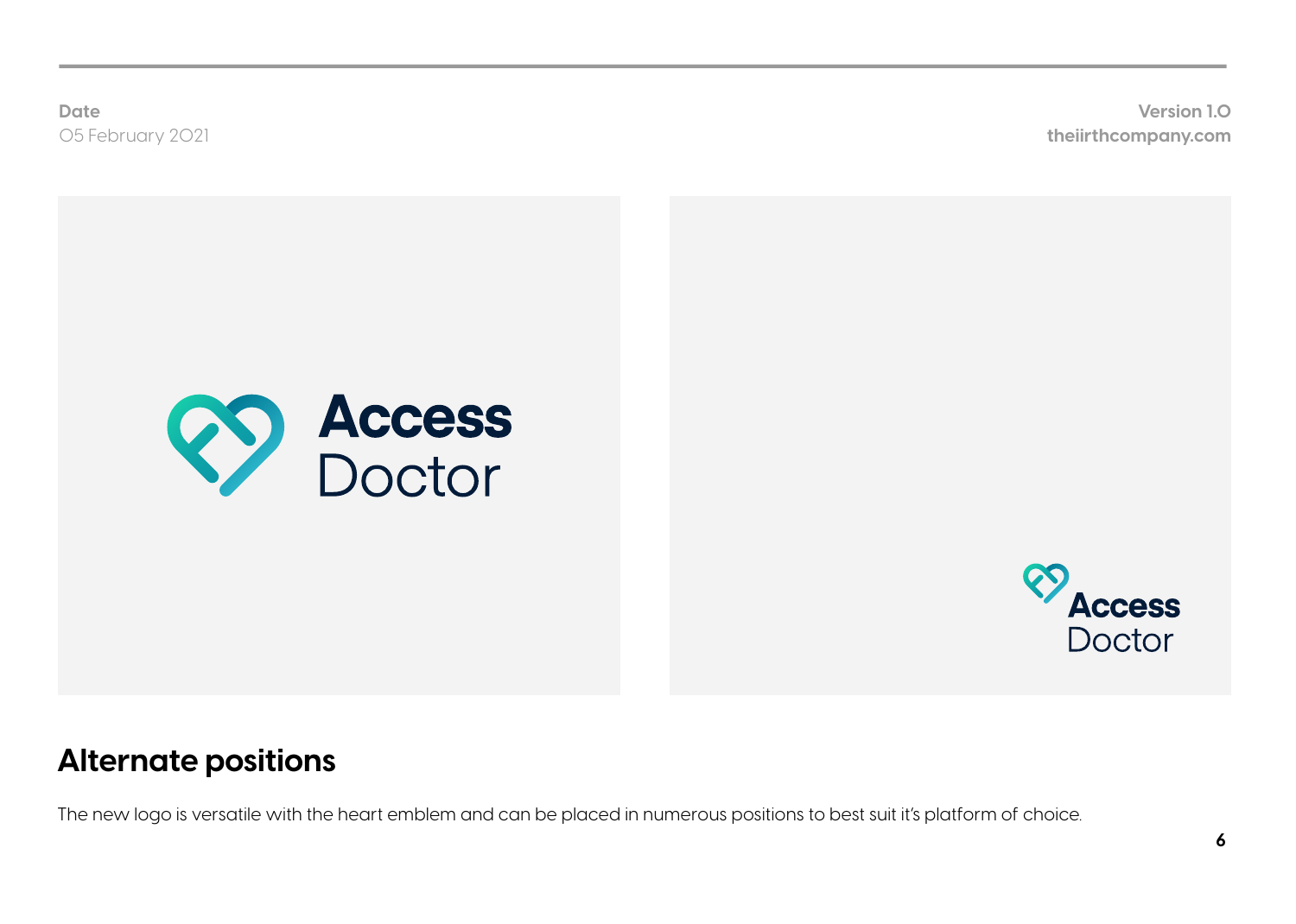**Date**
05 February 2021

**Version 1.0**
**theiirthcompany.com**

Access Doctor

Access Doctor

## Alternate positions

The new logo is versatile with the heart emblem and can be placed in numerous positions to best suit it's platform of choice.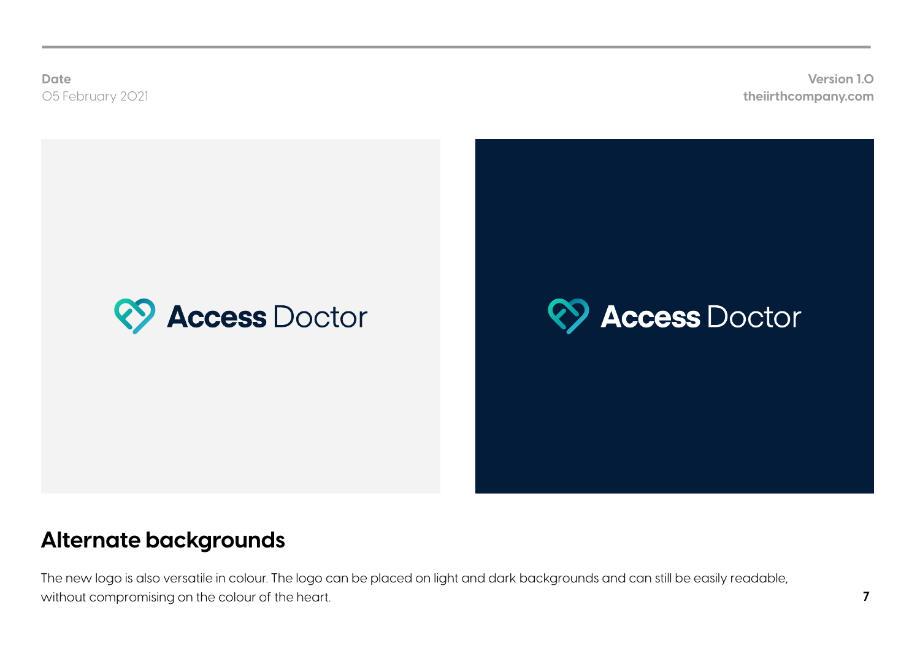## Alternate backgrounds

The new logo is also versatile in colour. The logo can be placed on light and dark backgrounds and can still be easily readable, without compromising on the colour of the heart.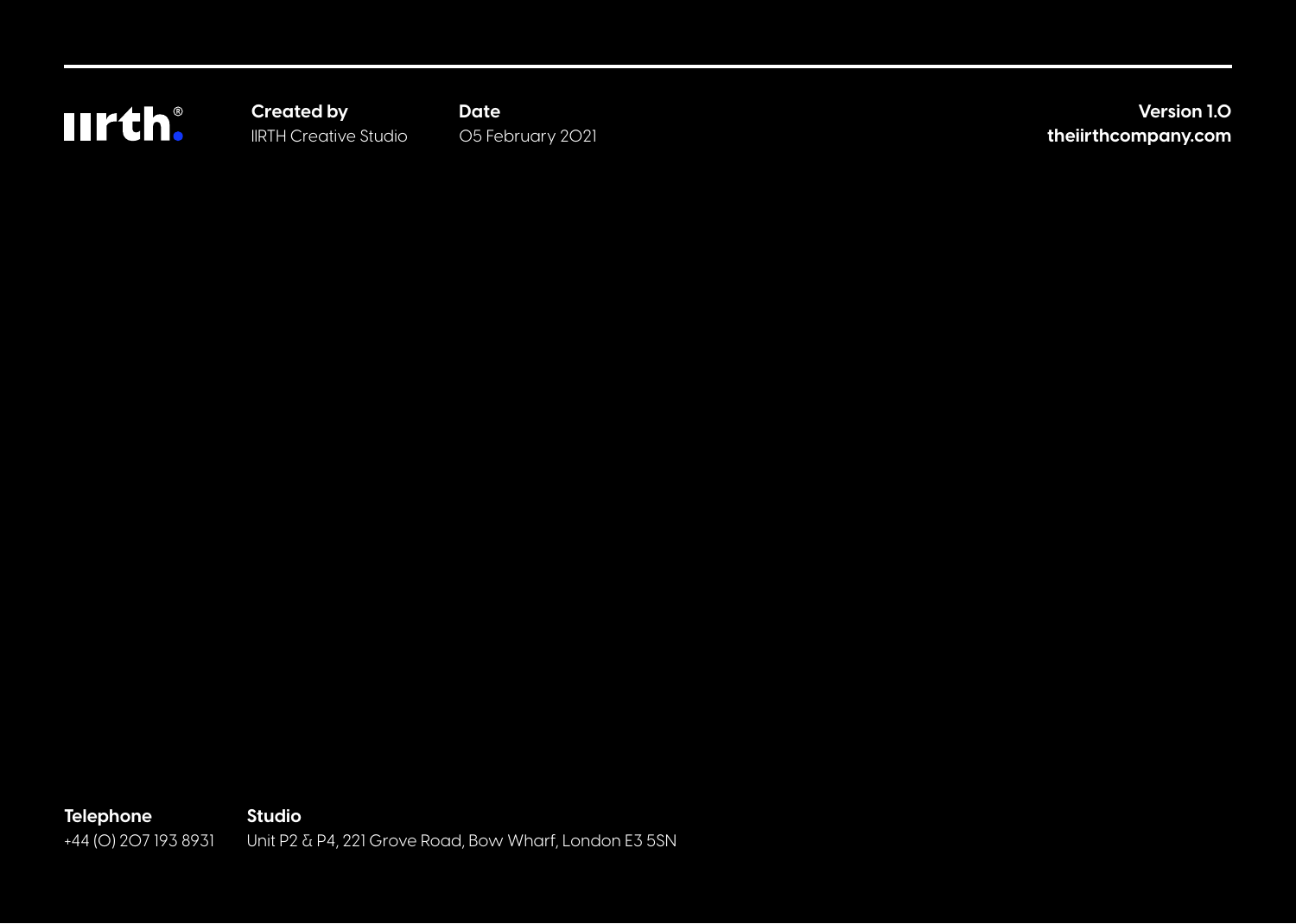iirth®

**Created by**
IIRTH Creative Studio

**Date**
05 February 2021

**Version 1.0**
**theiirthcompany.com**

**Telephone**
+44 (0) 207 193 8931

**Studio**
Unit P2 & P4, 221 Grove Road, Bow Wharf, London E3 5SN